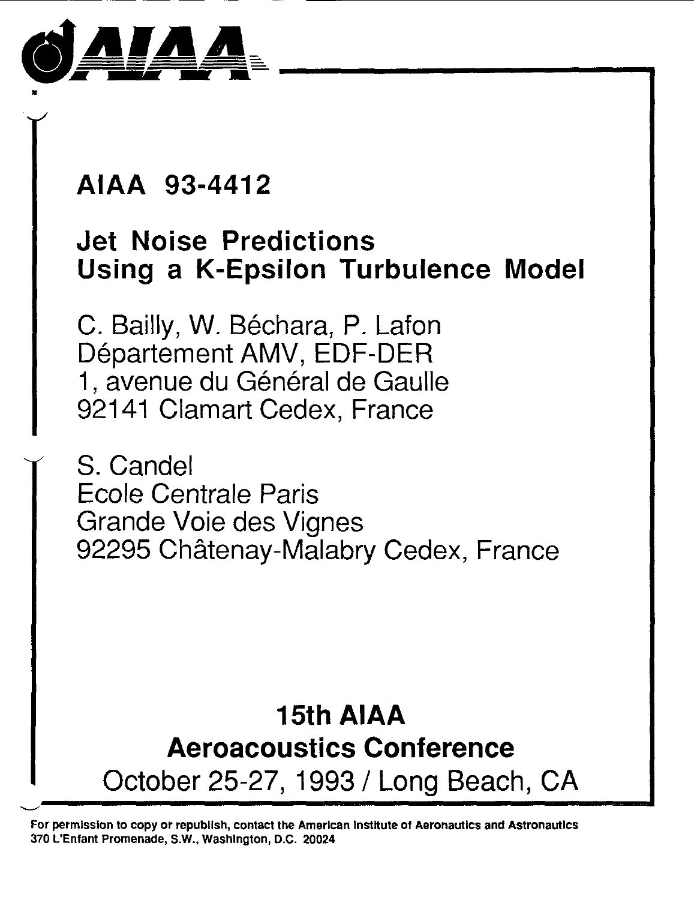# AIAA 93-4412

## Jet Noise Predictions Using a K-Epsilon Turbulence Model

C. Bailly, W. Béchara, P. Lafon
Département AMV, EDF-DER
1, avenue du Général de Gaulle
92141 Clamart Cedex, France

S. Candel
Ecole Centrale Paris
Grande Voie des Vignes
92295 Châtenay-Malabry Cedex, France

**15th AIAA Aeroacoustics Conference**
October 25-27, 1993 / Long Beach, CA

**For permission to copy or republish, contact the American Institute of Aeronautics and Astronautics 370 L'Enfant Promenade, S.W., Washington, D.C. 20024**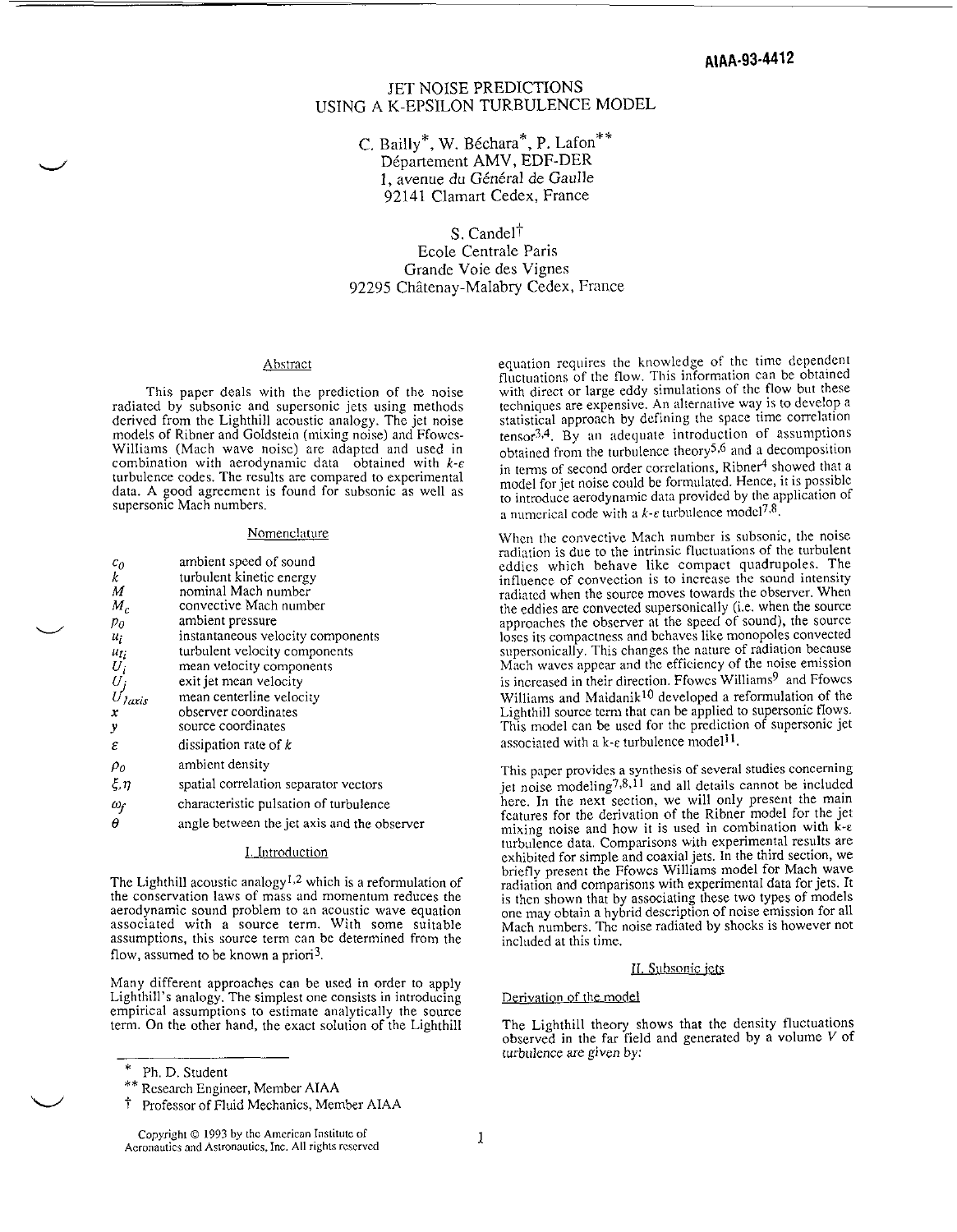AIAA-93-4412

# JET NOISE PREDICTIONS USING A K-EPSILON TURBULENCE MODEL

C. Bailly*, W. Béchara*, P. Lafon**
Département AMV, EDF-DER
1, avenue du Général de Gaulle
92141 Clamart Cedex, France

S. Candel†
Ecole Centrale Paris
Grande Voie des Vignes
92295 Châtenay-Malabry Cedex, France

## Abstract

This paper deals with the prediction of the noise radiated by subsonic and supersonic jets using methods derived from the Lighthill acoustic analogy. The jet noise models of Ribner and Goldstein (mixing noise) and Ffowcs-Williams (Mach wave noise) are adapted and used in combination with aerodynamic data obtained with $k$-$\varepsilon$ turbulence codes. The results are compared to experimental data. A good agreement is found for subsonic as well as supersonic Mach numbers.

## Nomenclature

| | |
|---|---|
| $c_0$ | ambient speed of sound |
| $k$ | turbulent kinetic energy |
| $M$ | nominal Mach number |
| $M_c$ | convective Mach number |
| $p_0$ | ambient pressure |
| $u_i$ | instantaneous velocity components |
| $u_{ti}$ | turbulent velocity components |
| $U_i$ | mean velocity components |
| $U_j$ | exit jet mean velocity |
| $U_{1axis}$ | mean centerline velocity |
| $\mathbf{x}$ | observer coordinates |
| $\mathbf{y}$ | source coordinates |
| $\varepsilon$ | dissipation rate of $k$ |
| $\rho_0$ | ambient density |
| $\xi, \eta$ | spatial correlation separator vectors |
| $\omega_f$ | characteristic pulsation of turbulence |
| $\theta$ | angle between the jet axis and the observer |

## I. Introduction

The Lighthill acoustic analogy[1,2] which is a reformulation of the conservation laws of mass and momentum reduces the aerodynamic sound problem to an acoustic wave equation associated with a source term. With some suitable assumptions, this source term can be determined from the flow, assumed to be known a priori[3].

Many different approaches can be used in order to apply Lighthill's analogy. The simplest one consists in introducing empirical assumptions to estimate analytically the source term. On the other hand, the exact solution of the Lighthill equation requires the knowledge of the time dependent fluctuations of the flow. This information can be obtained with direct or large eddy simulations of the flow but these techniques are expensive. An alternative way is to develop a statistical approach by defining the space time correlation tensor[3,4]. By an adequate introduction of assumptions obtained from the turbulence theory[5,6] and a decomposition in terms of second order correlations, Ribner[4] showed that a model for jet noise could be formulated. Hence, it is possible to introduce aerodynamic data provided by the application of a numerical code with a $k$-$\varepsilon$ turbulence model[7,8].

When the convective Mach number is subsonic, the noise radiation is due to the intrinsic fluctuations of the turbulent eddies which behave like compact quadrupoles. The influence of convection is to increase the sound intensity radiated when the source moves towards the observer. When the eddies are convected supersonically (i.e. when the source approaches the observer at the speed of sound), the source loses its compactness and behaves like monopoles convected supersonically. This changes the nature of radiation because Mach waves appear and the efficiency of the noise emission is increased in their direction. Ffowcs Williams[9] and Ffowcs Williams and Maidanik[10] developed a reformulation of the Lighthill source term that can be applied to supersonic flows. This model can be used for the prediction of supersonic jet associated with a k-ε turbulence model[11].

This paper provides a synthesis of several studies concerning jet noise modeling[7,8,11] and all details cannot be included here. In the next section, we will only present the main features for the derivation of the Ribner model for the jet mixing noise and how it is used in combination with k-ε turbulence data. Comparisons with experimental results are exhibited for simple and coaxial jets. In the third section, we briefly present the Ffowcs Williams model for Mach wave radiation and comparisons with experimental data for jets. It is then shown that by associating these two types of models one may obtain a hybrid description of noise emission for all Mach numbers. The noise radiated by shocks is however not included at this time.

## II. Subsonic jets

### Derivation of the model

The Lighthill theory shows that the density fluctuations observed in the far field and generated by a volume $V$ of turbulence are given by:

---

\* Ph. D. Student

\*\* Research Engineer, Member AIAA

† Professor of Fluid Mechanics, Member AIAA

Copyright © 1993 by the American Institute of Aeronautics and Astronautics, Inc. All rights reserved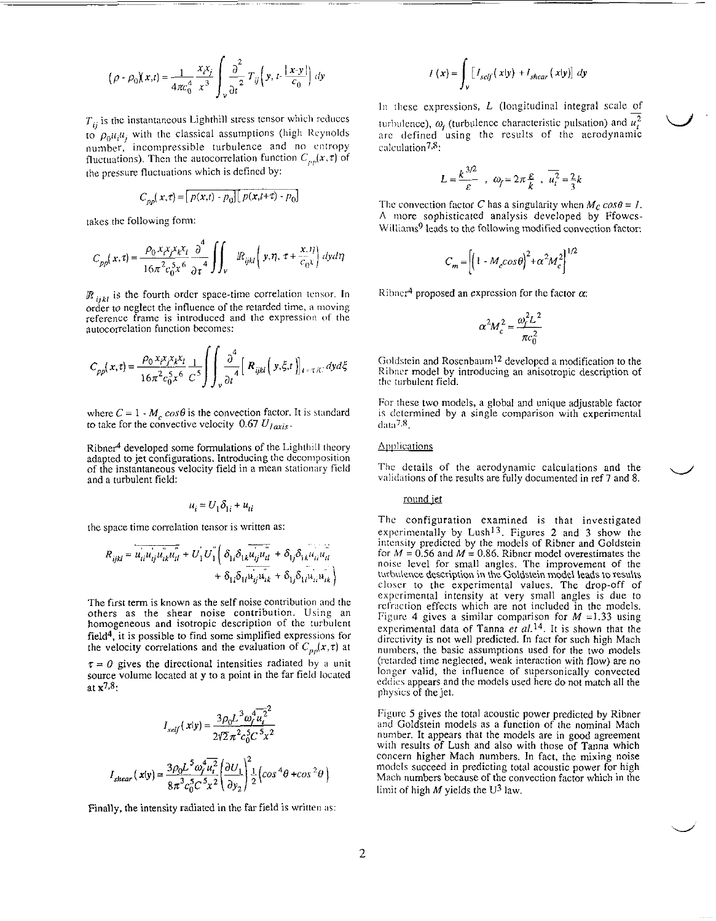$$(\rho - \rho_0)(x,t) = \frac{1}{4\pi c_0^4} \frac{x_i x_j}{x^3} \int_v \frac{\partial^2}{\partial t^2} T_{ij}\left(y, t - \frac{|x-y|}{c_0}\right) dy$$

$T_{ij}$ is the instantaneous Lighthill stress tensor which reduces to $\rho_0 u_i u_j$ with the classical assumptions (high Reynolds number, incompressible turbulence and no entropy fluctuations). Then the autocorrelation function $C_{pp}(x,\tau)$ of the pressure fluctuations which is defined by:

$$C_{pp}(x,\tau) = \overline{\left[p(x,t) - p_0\right]\left[p(x,t+\tau) - p_0\right]}$$

takes the following form:

$$C_{pp}(x,\tau) = \frac{\rho_0 x_i x_j x_k x_l}{16\pi^2 c_0^5 x^6} \frac{\partial^4}{\partial \tau^4} \iint_v \mathbb{R}_{ijkl}\left(y, \eta, \tau + \frac{x.\eta}{c_0 x}\right) dy d\eta$$

$\mathbb{R}_{ijkl}$ is the fourth order space-time correlation tensor. In order to neglect the influence of the retarded time, a moving reference frame is introduced and the expression of the autocorrelation function becomes:

$$C_{pp}(x,\tau) = \frac{\rho_0 x_i x_j x_k x_l}{16\pi^2 c_0^5 x^6} \frac{1}{C^5} \iint_v \frac{\partial^4}{\partial t^4}\left[R_{ijkl}\left(y,\xi,t\right)\right]_{t=\tau/C} dy d\xi$$

where $C = 1 - M_c \cos\theta$ is the convection factor. It is standard to take for the convective velocity $0.67\, U_{Jaxis}$.

Ribner[4] developed some formulations of the Lighthill theory adapted to jet configurations. Introducing the decomposition of the instantaneous velocity field in a mean stationary field and a turbulent field:

$$u_i = U_1 \delta_{1i} + u_{ti}$$

the space time correlation tensor is written as:

$$R_{ijkl} = \overline{u_{ti}u_{tj}u_{tk}u_{tl}} + U_1^{'}U_1^{''}\left(\delta_{1i}\delta_{1k}\overline{u_{tj}u_{tl}} + \delta_{1j}\delta_{1k}\overline{u_{ti}u_{tl}} + \delta_{1i}\delta_{1l}\overline{u_{tj}u_{tk}} + \delta_{1j}\delta_{1l}\overline{u_{ti}u_{tk}}\right)$$

The first term is known as the self noise contribution and the others as the shear noise contribution. Using an homogeneous and isotropic description of the turbulent field[4], it is possible to find some simplified expressions for the velocity correlations and the evaluation of $C_{pp}(x,\tau)$ at $\tau = 0$ gives the directional intensities radiated by a unit source volume located at y to a point in the far field located at x[7,8]:

$$I_{self}(x|y) = \frac{3\rho_0 L^3 \omega_f^4 \overline{u_t^2}^2}{2\sqrt{2}\pi^2 c_0^5 C^5 x^2}$$

$$I_{shear}(x|y) = \frac{3\rho_0 L^5 \omega_f^4 \overline{u_t^2}}{8\pi^3 c_0^5 C^5 x^2}\left(\frac{\partial U_1}{\partial y_2}\right)^2 \frac{1}{2}\left(\cos^4\theta + \cos^2\theta\right)$$

Finally, the intensity radiated in the far field is written as:

$$I(x) = \int_v \left[I_{self}(x|y) + I_{shear}(x|y)\right] dy$$

In these expressions, $L$ (longitudinal integral scale of turbulence), $\omega_f$ (turbulence characteristic pulsation) and $\overline{u_t^2}$ are defined using the results of the aerodynamic calculation[7,8]:

$$L = \frac{k^{3/2}}{\varepsilon}\ ,\ \omega_f = 2\pi\frac{\varepsilon}{k}\ ,\ \overline{u_t^2} = \frac{2}{3}k$$

The convection factor $C$ has a singularity when $M_c \cos\theta = 1$. A more sophisticated analysis developed by Ffowcs-Williams[9] leads to the following modified convection factor:

$$C_m = \left[\left(1 - M_c\cos\theta\right)^2 + \alpha^2 M_c^2\right]^{1/2}$$

Ribner[4] proposed an expression for the factor $\alpha$:

$$\alpha^2 M_c^2 = \frac{\omega_f^2 L^2}{\pi c_0^2}$$

Goldstein and Rosenbaum[12] developed a modification to the Ribner model by introducing an anisotropic description of the turbulent field.

For these two models, a global and unique adjustable factor is determined by a single comparison with experimental data[7,8].

## Applications

The details of the aerodynamic calculations and the validations of the results are fully documented in ref 7 and 8.

### round jet

The configuration examined is that investigated experimentally by Lush[13]. Figures 2 and 3 show the intensity predicted by the models of Ribner and Goldstein for $M = 0.56$ and $M = 0.86$. Ribner model overestimates the noise level for small angles. The improvement of the turbulence description in the Goldstein model leads to results closer to the experimental values. The drop-off of experimental intensity at very small angles is due to refraction effects which are not included in the models. Figure 4 gives a similar comparison for $M = 1.33$ using experimental data of Tanna *et al.*[14]. It is shown that the directivity is not well predicted. In fact for such high Mach numbers, the basic assumptions used for the two models (retarded time neglected, weak interaction with flow) are no longer valid, the influence of supersonically convected eddies appears and the models used here do not match all the physics of the jet.

Figure 5 gives the total acoustic power predicted by Ribner and Goldstein models as a function of the nominal Mach number. It appears that the models are in good agreement with results of Lush and also with those of Tanna which concern higher Mach numbers. In fact, the mixing noise models succeed in predicting total acoustic power for high Mach numbers because of the convection factor which in the limit of high $M$ yields the $U^3$ law.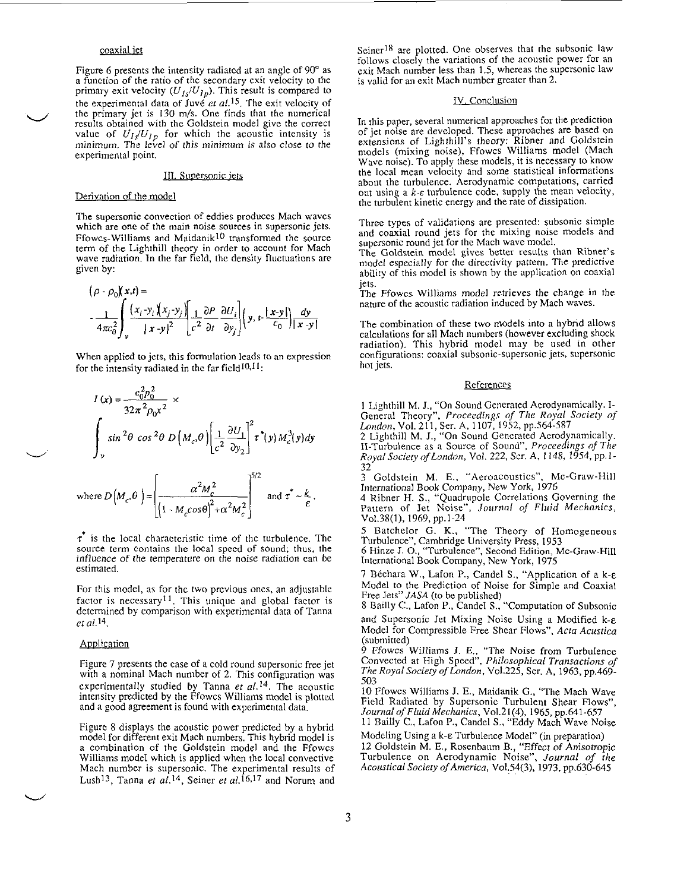### coaxial jet

Figure 6 presents the intensity radiated at an angle of 90° as a function of the ratio of the secondary exit velocity to the primary exit velocity ($U_{Is}/U_{Ip}$). This result is compared to the experimental data of Juvé *et al.*[15]. The exit velocity of the primary jet is 130 m/s. One finds that the numerical results obtained with the Goldstein model give the correct value of $U_{Is}/U_{Ip}$ for which the acoustic intensity is minimum. The level of this minimum is also close to the experimental point.

## III. Supersonic jets

### Derivation of the model

The supersonic convection of eddies produces Mach waves which are one of the main noise sources in supersonic jets. Ffowcs-Williams and Maidanik[10] transformed the source term of the Lighthill theory in order to account for Mach wave radiation. In the far field, the density fluctuations are given by:

$$(\rho - \rho_0)(x,t) = -\frac{1}{4\pi c_0^2}\int_v \frac{(x_i-y_i)(x_j-y_j)}{|x-y|^2}\left[\frac{1}{c^2}\frac{\partial P}{\partial t}\frac{\partial U_i}{\partial y_j}\right]\left(y, t-\frac{|x-y|}{c_0}\right)\frac{dy}{|x-y|}$$

When applied to jets, this formulation leads to an expression for the intensity radiated in the far field[10,11]:

$$I(x) = \frac{c_0^2\rho_0^2}{32\pi^2\rho_0 x^2} \times \int_v \sin^2\theta\,\cos^2\theta\, D(M_c,\theta)\left[\frac{1}{c^2}\frac{\partial U_1}{\partial y_2}\right]^2 \tau^*(y)\,M_c^3(y)\,dy$$

$$\text{where } D(M_c,\theta) = \left[\frac{\alpha^2 M_c^2}{(1-M_c\cos\theta)^2+\alpha^2 M_c^2}\right]^{5/2} \text{ and } \tau^* \sim \frac{k}{\varepsilon}.$$

$\tau^*$ is the local characteristic time of the turbulence. The source term contains the local speed of sound; thus, the influence of the temperature on the noise radiation can be estimated.

For this model, as for the two previous ones, an adjustable factor is necessary[11]. This unique and global factor is determined by comparison with experimental data of Tanna *et al.*[14].

### Application

Figure 7 presents the case of a cold round supersonic free jet with a nominal Mach number of 2. This configuration was experimentally studied by Tanna *et al.*[14]. The acoustic intensity predicted by the Ffowcs Williams model is plotted and a good agreement is found with experimental data.

Figure 8 displays the acoustic power predicted by a hybrid model for different exit Mach numbers. This hybrid model is a combination of the Goldstein model and the Ffowcs Williams model which is applied when the local convective Mach number is supersonic. The experimental results of Lush[13], Tanna *et al.*[14], Seiner *et al.*[16,17] and Norum and Seiner[18] are plotted. One observes that the subsonic law follows closely the variations of the acoustic power for an exit Mach number less than 1.5, whereas the supersonic law is valid for an exit Mach number greater than 2.

## IV. Conclusion

In this paper, several numerical approaches for the prediction of jet noise are developed. These approaches are based on extensions of Lighthill's theory: Ribner and Goldstein models (mixing noise), Ffowcs Williams model (Mach Wave noise). To apply these models, it is necessary to know the local mean velocity and some statistical informations about the turbulence. Aerodynamic computations, carried out using a $k$-$\varepsilon$ turbulence code, supply the mean velocity, the turbulent kinetic energy and the rate of dissipation.

Three types of validations are presented: subsonic simple and coaxial round jets for the mixing noise models and supersonic round jet for the Mach wave model.
The Goldstein model gives better results than Ribner's model especially for the directivity pattern. The predictive ability of this model is shown by the application on coaxial jets.
The Ffowcs Williams model retrieves the change in the nature of the acoustic radiation induced by Mach waves.

The combination of these two models into a hybrid allows calculations for all Mach numbers (however excluding shock radiation). This hybrid model may be used in other configurations: coaxial subsonic-supersonic jets, supersonic hot jets.

## References

1 Lighthill M. J., "On Sound Generated Aerodynamically. I-General Theory", *Proceedings of The Royal Society of London*, Vol. 211, Ser. A, 1107, 1952, pp.564-587

2 Lighthill M. J., "On Sound Generated Aerodynamically. II-Turbulence as a Source of Sound", *Proceedings of The Royal Society of London*, Vol. 222, Ser. A, 1148, 1954, pp.1-32

3 Goldstein M. E., "Aeroacoustics", Mc-Graw-Hill International Book Company, New York, 1976

4 Ribner H. S., "Quadrupole Correlations Governing the Pattern of Jet Noise", *Journal of Fluid Mechanics*, Vol.38(1), 1969, pp.1-24

5 Batchelor G. K., "The Theory of Homogeneous Turbulence", Cambridge University Press, 1953

6 Hinze J. O., "Turbulence", Second Edition, Mc-Graw-Hill International Book Company, New York, 1975

7 Béchara W., Lafon P., Candel S., "Application of a k-ε Model to the Prediction of Noise for Simple and Coaxial Free Jets" *JASA* (to be published)

8 Bailly C., Lafon P., Candel S., "Computation of Subsonic and Supersonic Jet Mixing Noise Using a Modified k-ε Model for Compressible Free Shear Flows", *Acta Acustica* (submitted)

9 Ffowcs Williams J. E., "The Noise from Turbulence Convected at High Speed", *Philosophical Transactions of The Royal Society of London*, Vol.225, Ser. A, 1963, pp.469-503

10 Ffowcs Williams J. E., Maidanik G., "The Mach Wave Field Radiated by Supersonic Turbulent Shear Flows", *Journal of Fluid Mechanics*, Vol.21(4), 1965, pp.641-657

11 Bailly C., Lafon P., Candel S., "Eddy Mach Wave Noise Modeling Using a k-ε Turbulence Model" (in preparation)

12 Goldstein M. E., Rosenbaum B., "Effect of Anisotropic Turbulence on Aerodynamic Noise", *Journal of the Acoustical Society of America*, Vol.54(3), 1973, pp.630-645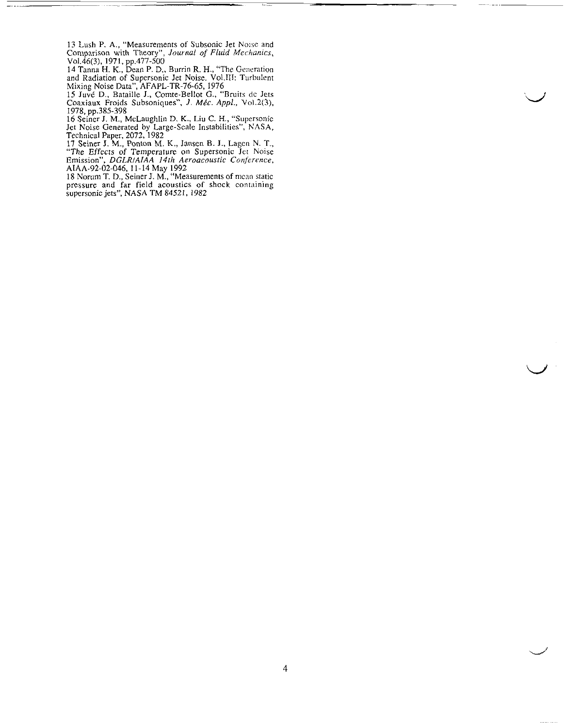13 Lush P. A., "Measurements of Subsonic Jet Noise and Comparison with Theory", *Journal of Fluid Mechanics*, Vol.46(3), 1971, pp.477-500

14 Tanna H. K., Dean P. D., Burrin R. H., "The Generation and Radiation of Supersonic Jet Noise. Vol.III: Turbulent Mixing Noise Data", AFAPL-TR-76-65, 1976

15 Juvé D., Bataille J., Comte-Bellot G., "Bruits de Jets Coaxiaux Froids Subsoniques", *J. Méc. Appl.*, Vol.2(3), 1978, pp.385-398

16 Seiner J. M., McLaughlin D. K., Liu C. H., "Supersonic Jet Noise Generated by Large-Scale Instabilities", NASA, Technical Paper, 2072, 1982

17 Seiner J. M., Ponton M. K., Jansen B. J., Lagen N. T., "The Effects of Temperature on Supersonic Jet Noise Emission", *DGLR/AIAA 14th Aeroacoustic Conference*, AIAA-92-02-046, 11-14 May 1992

18 Norum T. D., Seiner J. M., "Measurements of mean static pressure and far field acoustics of shock containing supersonic jets", NASA TM 84521, 1982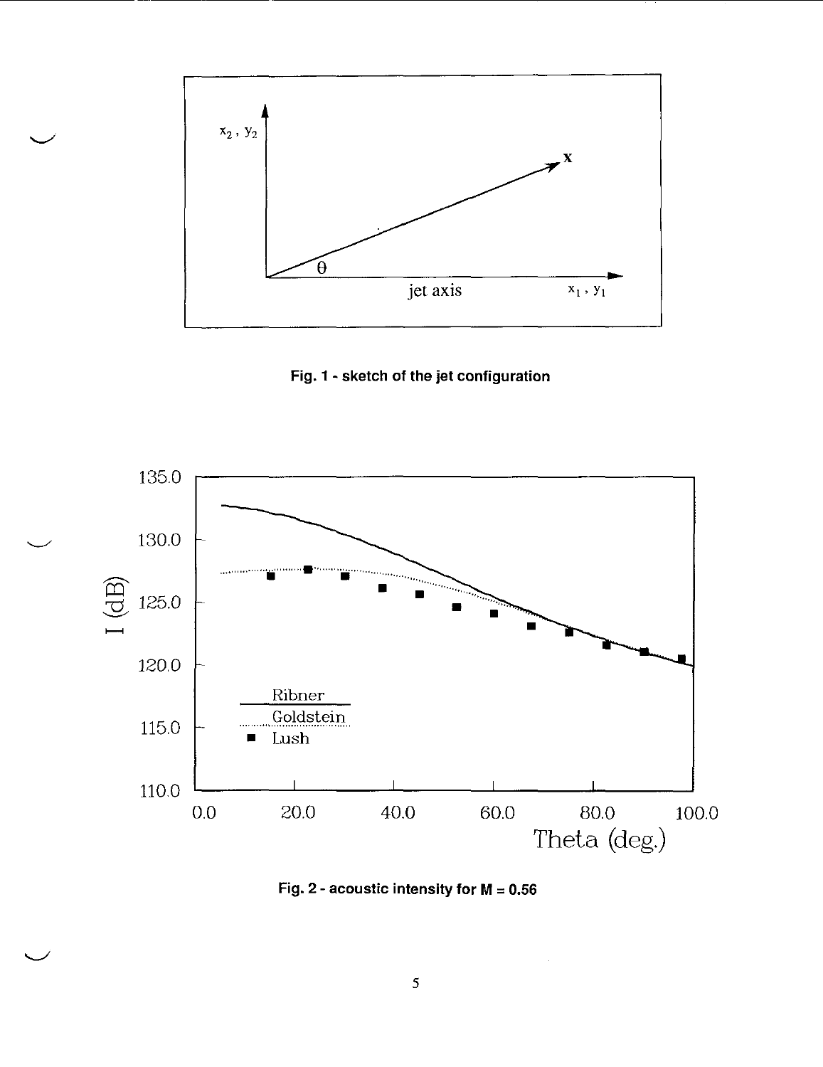Fig. 1 - sketch of the jet configuration

Fig. 2 - acoustic intensity for M = 0.56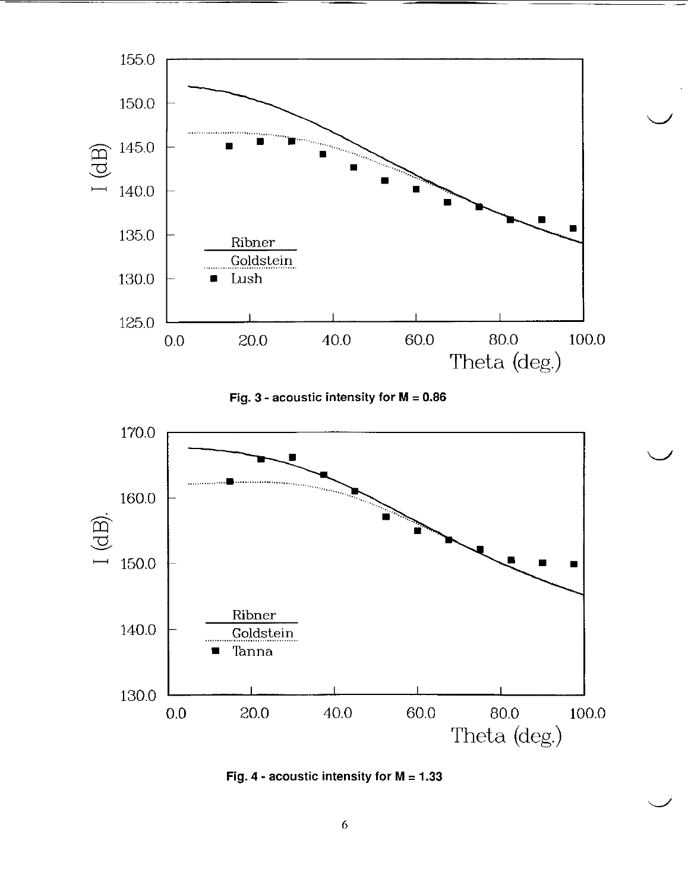Fig. 3 - acoustic intensity for M = 0.86

Fig. 4 - acoustic intensity for M = 1.33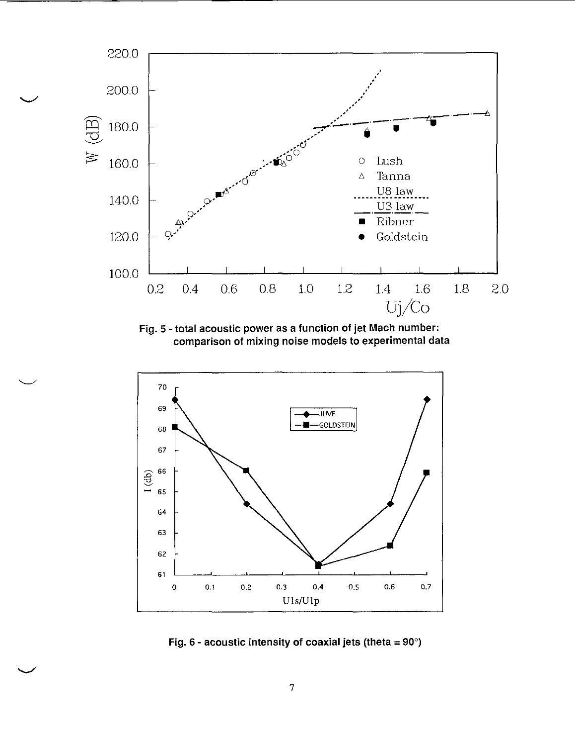Fig. 5 - total acoustic power as a function of jet Mach number: comparison of mixing noise models to experimental data

Fig. 6 - acoustic intensity of coaxial jets (theta = 90°)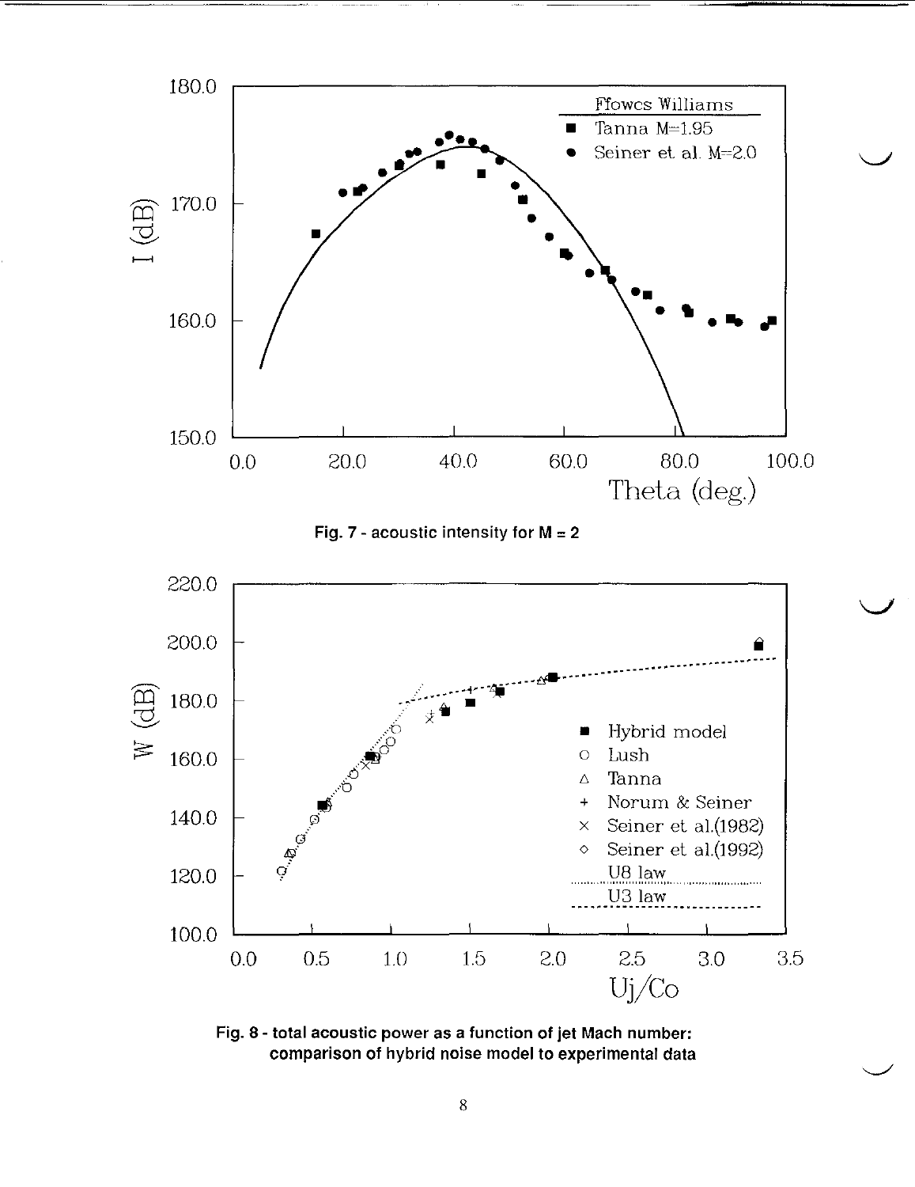180.0
170.0
160.0
150.0
I (dB)
0.0
20.0
40.0
60.0
80.0
100.0
Theta (deg.)
Ffowcs Williams
Tanna M=1.95
Seiner et al. M=2.0

**Fig. 7 - acoustic intensity for M = 2**

220.0
200.0
180.0
160.0
140.0
120.0
100.0
W (dB)
0.0
0.5
1.0
1.5
2.0
2.5
3.0
3.5
Uj/Co
Hybrid model
Lush
Tanna
Norum & Seiner
Seiner et al.(1982)
Seiner et al.(1992)
U8 law
U3 law

**Fig. 8 - total acoustic power as a function of jet Mach number: comparison of hybrid noise model to experimental data**